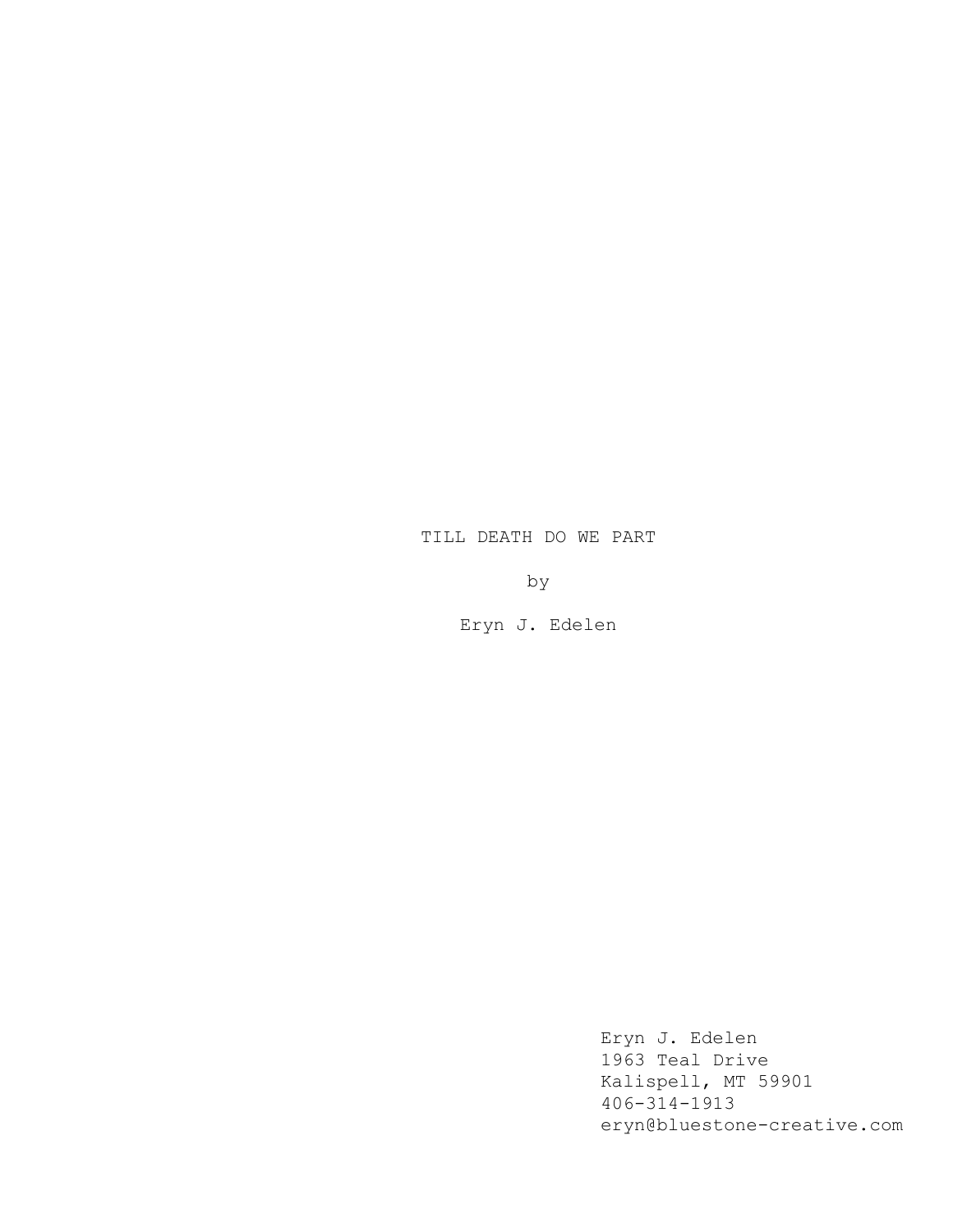# TILL DEATH DO WE PART

by

Eryn J. Edelen

Eryn J. Edelen
1963 Teal Drive
Kalispell, MT 59901
406-314-1913
eryn@bluestone-creative.com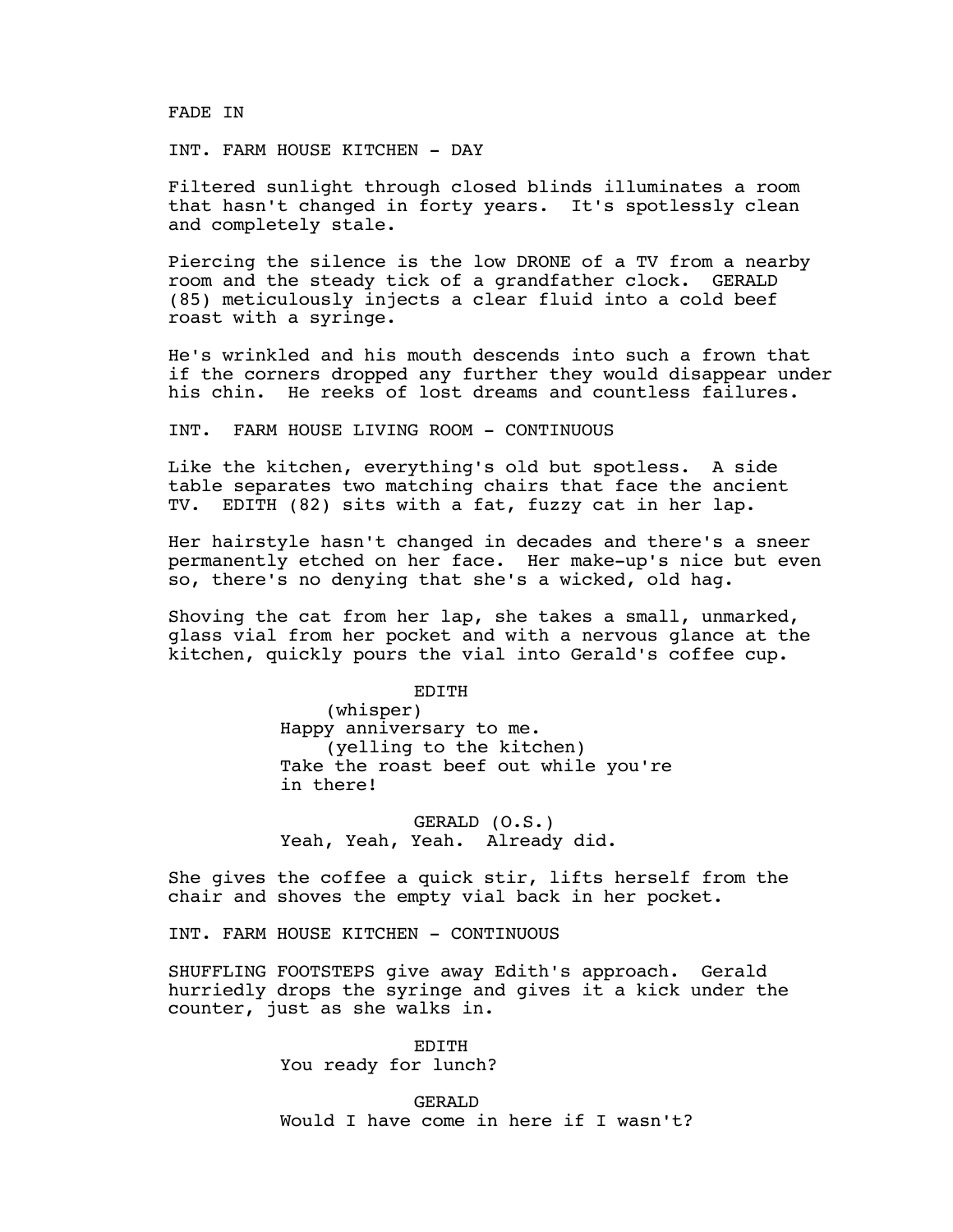FADE IN

INT. FARM HOUSE KITCHEN - DAY

Filtered sunlight through closed blinds illuminates a room that hasn't changed in forty years. It's spotlessly clean and completely stale.

Piercing the silence is the low DRONE of a TV from a nearby room and the steady tick of a grandfather clock. GERALD (85) meticulously injects a clear fluid into a cold beef roast with a syringe.

He's wrinkled and his mouth descends into such a frown that if the corners dropped any further they would disappear under his chin. He reeks of lost dreams and countless failures.

INT. FARM HOUSE LIVING ROOM - CONTINUOUS

Like the kitchen, everything's old but spotless. A side table separates two matching chairs that face the ancient TV. EDITH (82) sits with a fat, fuzzy cat in her lap.

Her hairstyle hasn't changed in decades and there's a sneer permanently etched on her face. Her make-up's nice but even so, there's no denying that she's a wicked, old hag.

Shoving the cat from her lap, she takes a small, unmarked, glass vial from her pocket and with a nervous glance at the kitchen, quickly pours the vial into Gerald's coffee cup.

EDITH
(whisper)
Happy anniversary to me.
(yelling to the kitchen)
Take the roast beef out while you're in there!

GERALD (O.S.)
Yeah, Yeah, Yeah. Already did.

She gives the coffee a quick stir, lifts herself from the chair and shoves the empty vial back in her pocket.

INT. FARM HOUSE KITCHEN - CONTINUOUS

SHUFFLING FOOTSTEPS give away Edith's approach. Gerald hurriedly drops the syringe and gives it a kick under the counter, just as she walks in.

EDITH
You ready for lunch?

GERALD
Would I have come in here if I wasn't?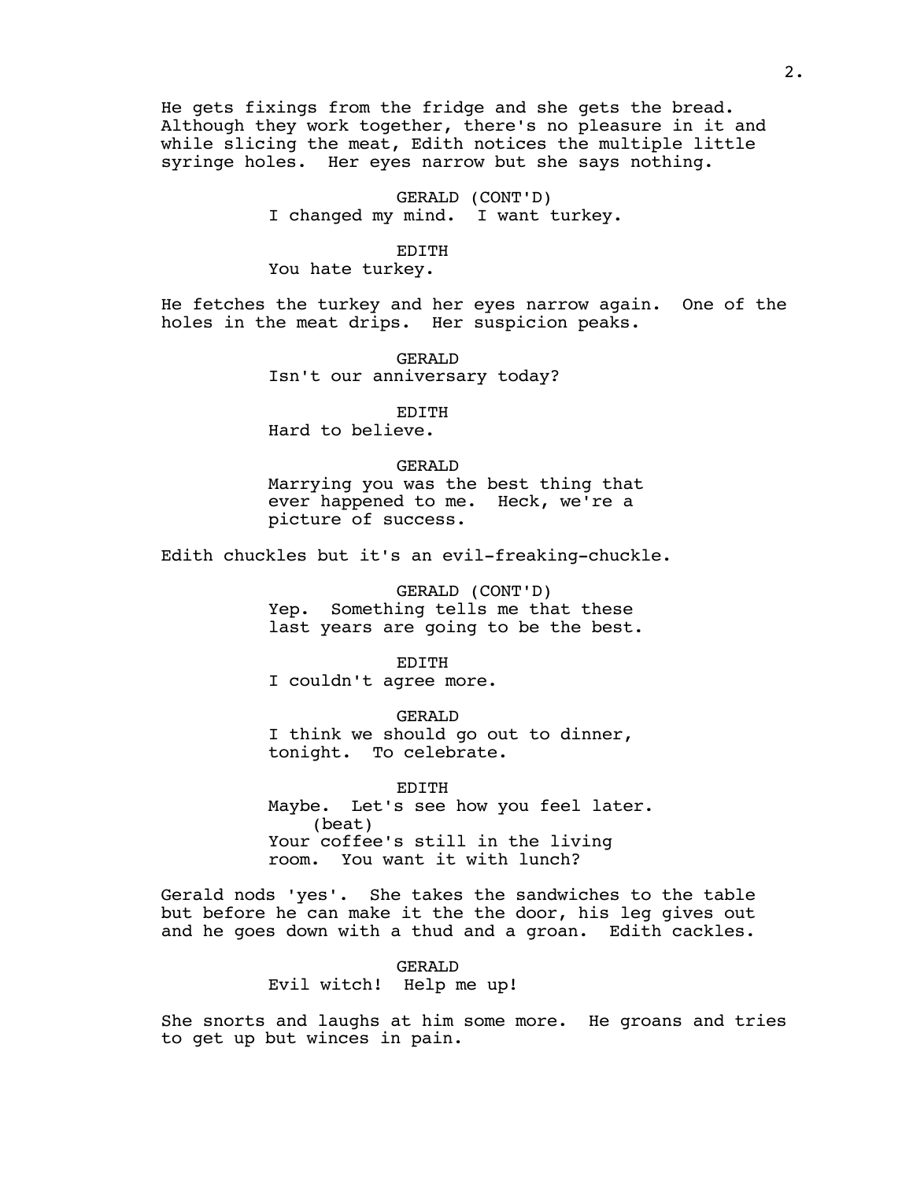He gets fixings from the fridge and she gets the bread. Although they work together, there's no pleasure in it and while slicing the meat, Edith notices the multiple little syringe holes. Her eyes narrow but she says nothing.

GERALD (CONT'D)
I changed my mind. I want turkey.

EDITH
You hate turkey.

He fetches the turkey and her eyes narrow again. One of the holes in the meat drips. Her suspicion peaks.

GERALD
Isn't our anniversary today?

EDITH
Hard to believe.

GERALD
Marrying you was the best thing that ever happened to me. Heck, we're a picture of success.

Edith chuckles but it's an evil-freaking-chuckle.

GERALD (CONT'D)
Yep. Something tells me that these last years are going to be the best.

EDITH
I couldn't agree more.

GERALD
I think we should go out to dinner, tonight. To celebrate.

EDITH
Maybe. Let's see how you feel later.
(beat)
Your coffee's still in the living room. You want it with lunch?

Gerald nods 'yes'. She takes the sandwiches to the table but before he can make it the the door, his leg gives out and he goes down with a thud and a groan. Edith cackles.

GERALD
Evil witch! Help me up!

She snorts and laughs at him some more. He groans and tries to get up but winces in pain.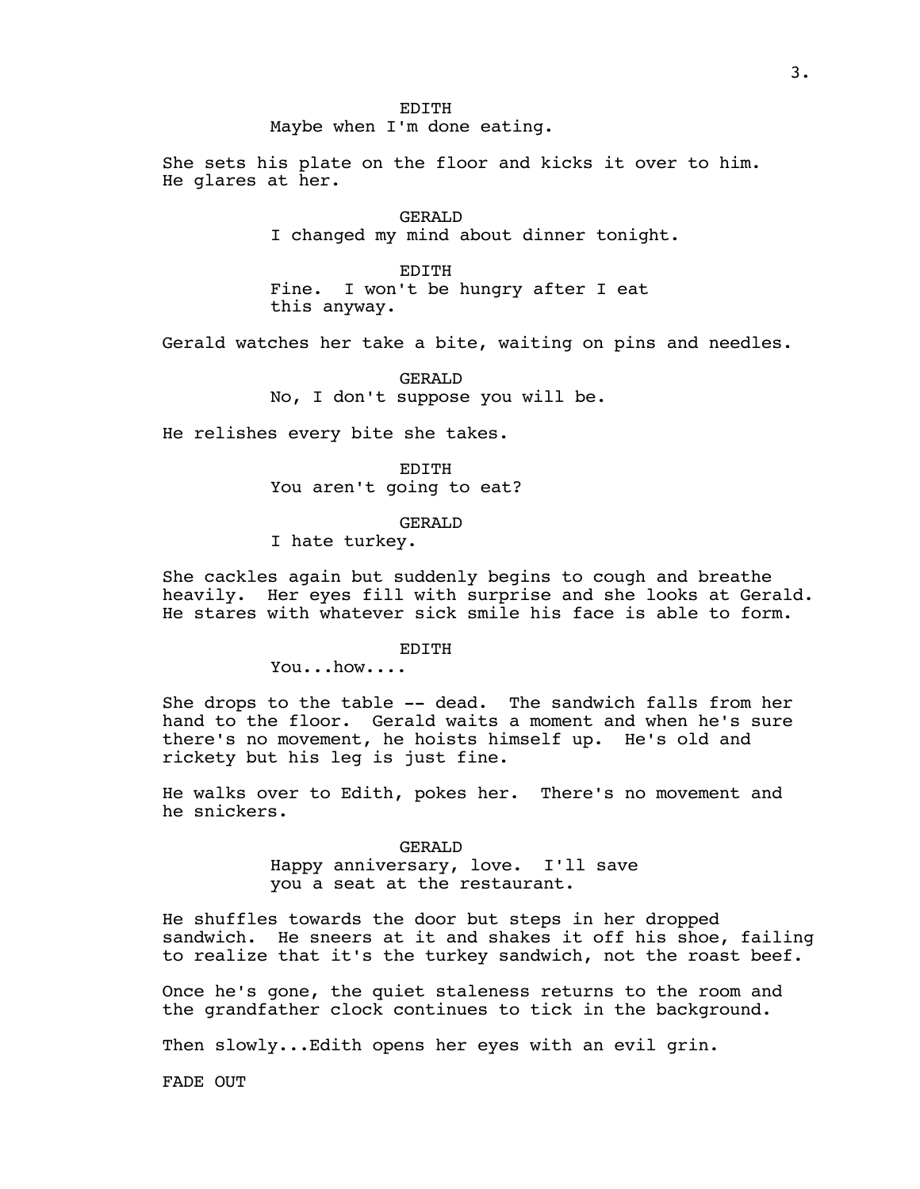EDITH
Maybe when I'm done eating.

She sets his plate on the floor and kicks it over to him. He glares at her.

GERALD
I changed my mind about dinner tonight.

EDITH
Fine. I won't be hungry after I eat this anyway.

Gerald watches her take a bite, waiting on pins and needles.

GERALD
No, I don't suppose you will be.

He relishes every bite she takes.

EDITH
You aren't going to eat?

GERALD
I hate turkey.

She cackles again but suddenly begins to cough and breathe heavily. Her eyes fill with surprise and she looks at Gerald. He stares with whatever sick smile his face is able to form.

EDITH
You...how....

She drops to the table -- dead. The sandwich falls from her hand to the floor. Gerald waits a moment and when he's sure there's no movement, he hoists himself up. He's old and rickety but his leg is just fine.

He walks over to Edith, pokes her. There's no movement and he snickers.

GERALD
Happy anniversary, love. I'll save you a seat at the restaurant.

He shuffles towards the door but steps in her dropped sandwich. He sneers at it and shakes it off his shoe, failing to realize that it's the turkey sandwich, not the roast beef.

Once he's gone, the quiet staleness returns to the room and the grandfather clock continues to tick in the background.

Then slowly...Edith opens her eyes with an evil grin.

FADE OUT